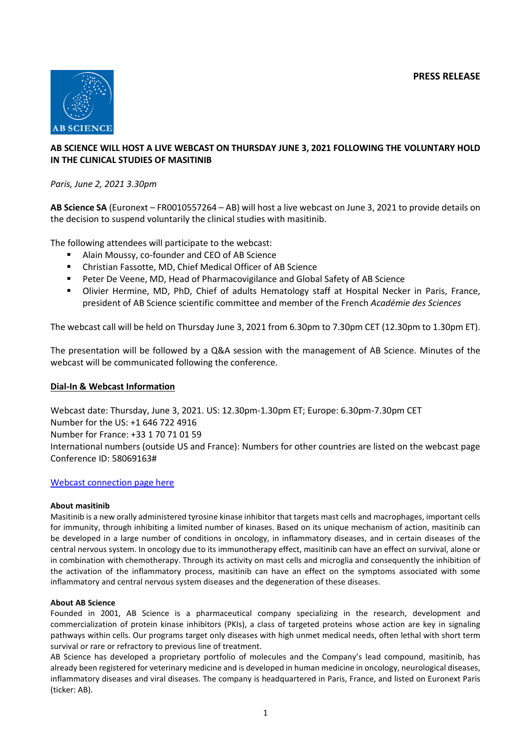**PRESS RELEASE**

# AB SCIENCE WILL HOST A LIVE WEBCAST ON THURSDAY JUNE 3, 2021 FOLLOWING THE VOLUNTARY HOLD IN THE CLINICAL STUDIES OF MASITINIB

*Paris, June 2, 2021 3.30pm*

**AB Science SA** (Euronext – FR0010557264 – AB) will host a live webcast on June 3, 2021 to provide details on the decision to suspend voluntarily the clinical studies with masitinib.

The following attendees will participate to the webcast:

- Alain Moussy, co-founder and CEO of AB Science
- Christian Fassotte, MD, Chief Medical Officer of AB Science
- Peter De Veene, MD, Head of Pharmacovigilance and Global Safety of AB Science
- Olivier Hermine, MD, PhD, Chief of adults Hematology staff at Hospital Necker in Paris, France, president of AB Science scientific committee and member of the French *Académie des Sciences*

The webcast call will be held on Thursday June 3, 2021 from 6.30pm to 7.30pm CET (12.30pm to 1.30pm ET).

The presentation will be followed by a Q&A session with the management of AB Science. Minutes of the webcast will be communicated following the conference.

## Dial-In & Webcast Information

Webcast date: Thursday, June 3, 2021. US: 12.30pm-1.30pm ET; Europe: 6.30pm-7.30pm CET
Number for the US: +1 646 722 4916
Number for France: +33 1 70 71 01 59
International numbers (outside US and France): Numbers for other countries are listed on the webcast page
Conference ID: 58069163#

Webcast connection page here

### About masitinib

Masitinib is a new orally administered tyrosine kinase inhibitor that targets mast cells and macrophages, important cells for immunity, through inhibiting a limited number of kinases. Based on its unique mechanism of action, masitinib can be developed in a large number of conditions in oncology, in inflammatory diseases, and in certain diseases of the central nervous system. In oncology due to its immunotherapy effect, masitinib can have an effect on survival, alone or in combination with chemotherapy. Through its activity on mast cells and microglia and consequently the inhibition of the activation of the inflammatory process, masitinib can have an effect on the symptoms associated with some inflammatory and central nervous system diseases and the degeneration of these diseases.

### About AB Science

Founded in 2001, AB Science is a pharmaceutical company specializing in the research, development and commercialization of protein kinase inhibitors (PKIs), a class of targeted proteins whose action are key in signaling pathways within cells. Our programs target only diseases with high unmet medical needs, often lethal with short term survival or rare or refractory to previous line of treatment.

AB Science has developed a proprietary portfolio of molecules and the Company's lead compound, masitinib, has already been registered for veterinary medicine and is developed in human medicine in oncology, neurological diseases, inflammatory diseases and viral diseases. The company is headquartered in Paris, France, and listed on Euronext Paris (ticker: AB).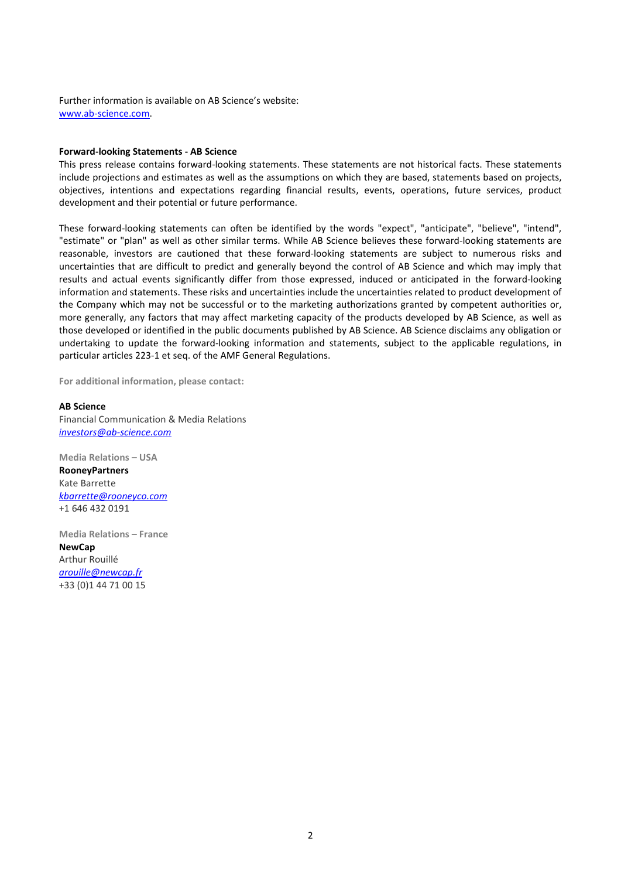Further information is available on AB Science's website:
[www.ab-science.com](http://www.ab-science.com).

**Forward-looking Statements - AB Science**

This press release contains forward-looking statements. These statements are not historical facts. These statements include projections and estimates as well as the assumptions on which they are based, statements based on projects, objectives, intentions and expectations regarding financial results, events, operations, future services, product development and their potential or future performance.

These forward-looking statements can often be identified by the words "expect", "anticipate", "believe", "intend", "estimate" or "plan" as well as other similar terms. While AB Science believes these forward-looking statements are reasonable, investors are cautioned that these forward-looking statements are subject to numerous risks and uncertainties that are difficult to predict and generally beyond the control of AB Science and which may imply that results and actual events significantly differ from those expressed, induced or anticipated in the forward-looking information and statements. These risks and uncertainties include the uncertainties related to product development of the Company which may not be successful or to the marketing authorizations granted by competent authorities or, more generally, any factors that may affect marketing capacity of the products developed by AB Science, as well as those developed or identified in the public documents published by AB Science. AB Science disclaims any obligation or undertaking to update the forward-looking information and statements, subject to the applicable regulations, in particular articles 223-1 et seq. of the AMF General Regulations.

**For additional information, please contact:**

**AB Science**
Financial Communication & Media Relations
*[investors@ab-science.com](mailto:investors@ab-science.com)*

**Media Relations – USA**
**RooneyPartners**
Kate Barrette
*[kbarrette@rooneyco.com](mailto:kbarrette@rooneyco.com)*
+1 646 432 0191

**Media Relations – France**
**NewCap**
Arthur Rouillé
*[arouille@newcap.fr](mailto:arouille@newcap.fr)*
+33 (0)1 44 71 00 15